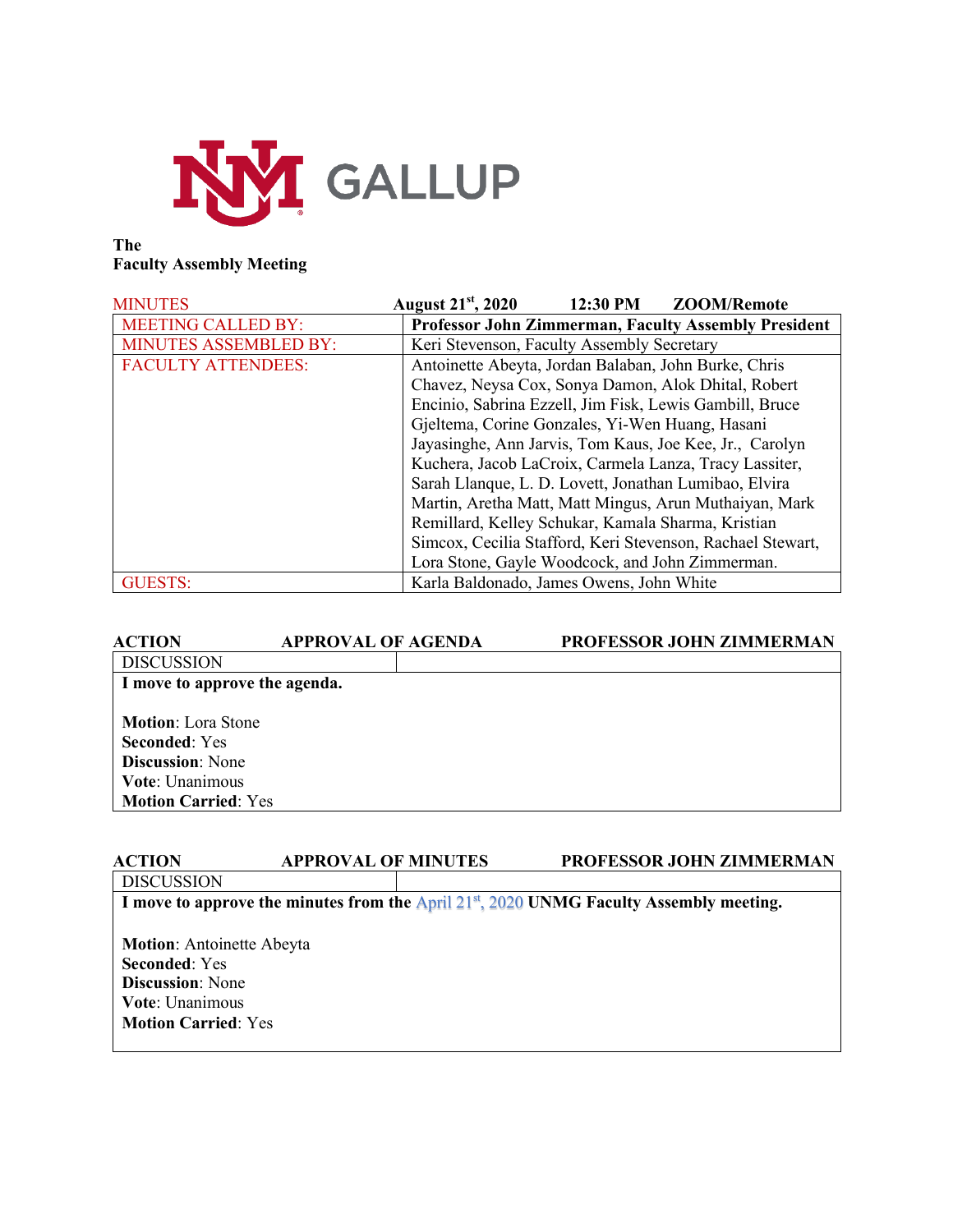UNM GALLUP

**The**
**Faculty Assembly Meeting**

| MINUTES | **August 21st, 2020 12:30 PM ZOOM/Remote** |
|---|---|
| MEETING CALLED BY: | **Professor John Zimmerman, Faculty Assembly President** |
| MINUTES ASSEMBLED BY: | Keri Stevenson, Faculty Assembly Secretary |
| FACULTY ATTENDEES: | Antoinette Abeyta, Jordan Balaban, John Burke, Chris Chavez, Neysa Cox, Sonya Damon, Alok Dhital, Robert Encinio, Sabrina Ezzell, Jim Fisk, Lewis Gambill, Bruce Gjeltema, Corine Gonzales, Yi-Wen Huang, Hasani Jayasinghe, Ann Jarvis, Tom Kaus, Joe Kee, Jr., Carolyn Kuchera, Jacob LaCroix, Carmela Lanza, Tracy Lassiter, Sarah Llanque, L. D. Lovett, Jonathan Lumibao, Elvira Martin, Aretha Matt, Matt Mingus, Arun Muthaiyan, Mark Remillard, Kelley Schukar, Kamala Sharma, Kristian Simcox, Cecilia Stafford, Keri Stevenson, Rachael Stewart, Lora Stone, Gayle Woodcock, and John Zimmerman. |
| GUESTS: | Karla Baldonado, James Owens, John White |

**ACTION APPROVAL OF AGENDA PROFESSOR JOHN ZIMMERMAN**

DISCUSSION

**I move to approve the agenda.**

**Motion**: Lora Stone
**Seconded**: Yes
**Discussion**: None
**Vote**: Unanimous
**Motion Carried**: Yes

**ACTION APPROVAL OF MINUTES PROFESSOR JOHN ZIMMERMAN**

DISCUSSION

**I move to approve the minutes from the** April 21st, 2020 **UNMG Faculty Assembly meeting.**

**Motion**: Antoinette Abeyta
**Seconded**: Yes
**Discussion**: None
**Vote**: Unanimous
**Motion Carried**: Yes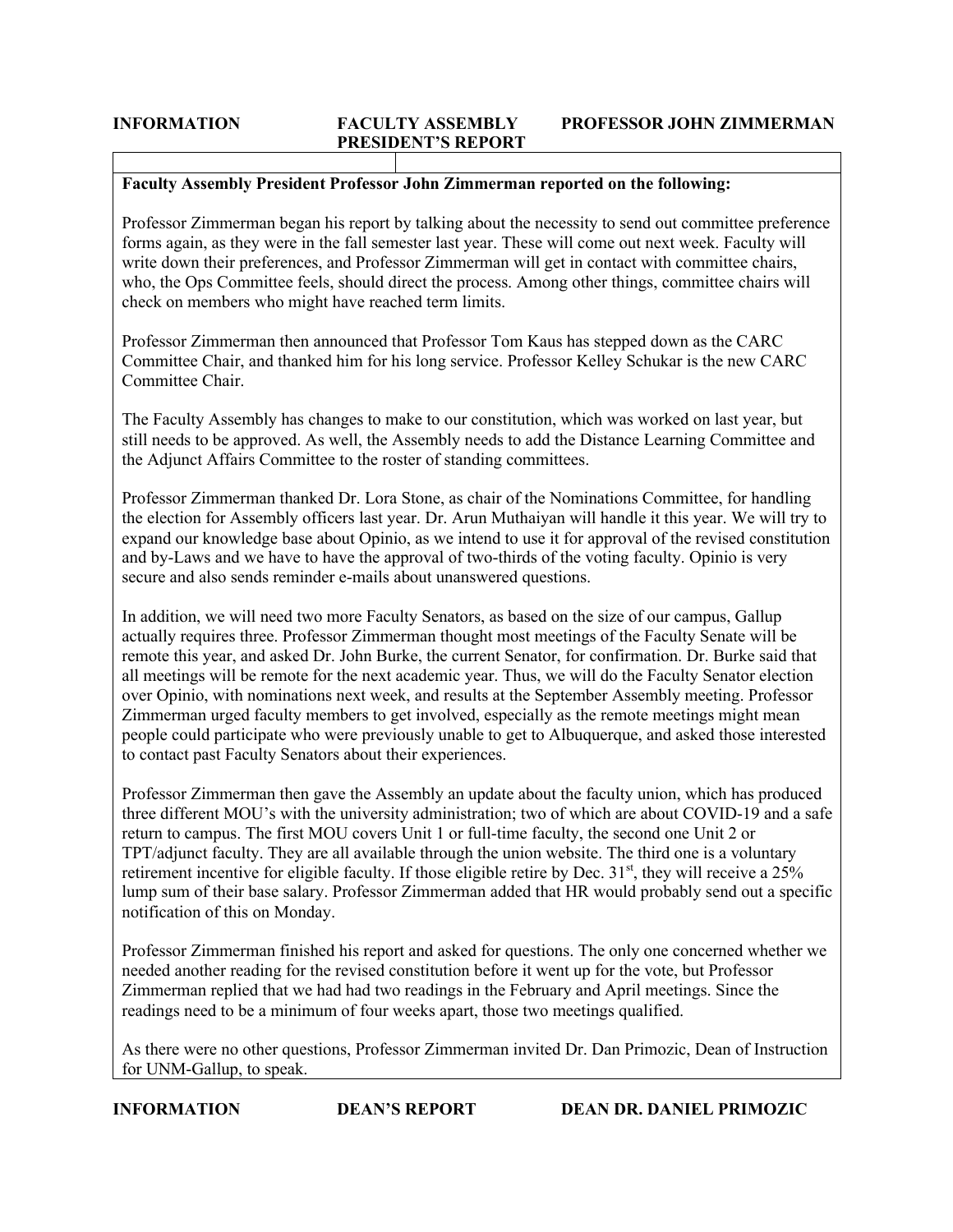**INFORMATION** | **FACULTY ASSEMBLY PRESIDENT'S REPORT** | **PROFESSOR JOHN ZIMMERMAN**

**Faculty Assembly President Professor John Zimmerman reported on the following:**

Professor Zimmerman began his report by talking about the necessity to send out committee preference forms again, as they were in the fall semester last year. These will come out next week. Faculty will write down their preferences, and Professor Zimmerman will get in contact with committee chairs, who, the Ops Committee feels, should direct the process. Among other things, committee chairs will check on members who might have reached term limits.

Professor Zimmerman then announced that Professor Tom Kaus has stepped down as the CARC Committee Chair, and thanked him for his long service. Professor Kelley Schukar is the new CARC Committee Chair.

The Faculty Assembly has changes to make to our constitution, which was worked on last year, but still needs to be approved. As well, the Assembly needs to add the Distance Learning Committee and the Adjunct Affairs Committee to the roster of standing committees.

Professor Zimmerman thanked Dr. Lora Stone, as chair of the Nominations Committee, for handling the election for Assembly officers last year. Dr. Arun Muthaiyan will handle it this year. We will try to expand our knowledge base about Opinio, as we intend to use it for approval of the revised constitution and by-Laws and we have to have the approval of two-thirds of the voting faculty. Opinio is very secure and also sends reminder e-mails about unanswered questions.

In addition, we will need two more Faculty Senators, as based on the size of our campus, Gallup actually requires three. Professor Zimmerman thought most meetings of the Faculty Senate will be remote this year, and asked Dr. John Burke, the current Senator, for confirmation. Dr. Burke said that all meetings will be remote for the next academic year. Thus, we will do the Faculty Senator election over Opinio, with nominations next week, and results at the September Assembly meeting. Professor Zimmerman urged faculty members to get involved, especially as the remote meetings might mean people could participate who were previously unable to get to Albuquerque, and asked those interested to contact past Faculty Senators about their experiences.

Professor Zimmerman then gave the Assembly an update about the faculty union, which has produced three different MOU's with the university administration; two of which are about COVID-19 and a safe return to campus. The first MOU covers Unit 1 or full-time faculty, the second one Unit 2 or TPT/adjunct faculty. They are all available through the union website. The third one is a voluntary retirement incentive for eligible faculty. If those eligible retire by Dec. 31st, they will receive a 25% lump sum of their base salary. Professor Zimmerman added that HR would probably send out a specific notification of this on Monday.

Professor Zimmerman finished his report and asked for questions. The only one concerned whether we needed another reading for the revised constitution before it went up for the vote, but Professor Zimmerman replied that we had had two readings in the February and April meetings. Since the readings need to be a minimum of four weeks apart, those two meetings qualified.

As there were no other questions, Professor Zimmerman invited Dr. Dan Primozic, Dean of Instruction for UNM-Gallup, to speak.

**INFORMATION** | **DEAN'S REPORT** | **DEAN DR. DANIEL PRIMOZIC**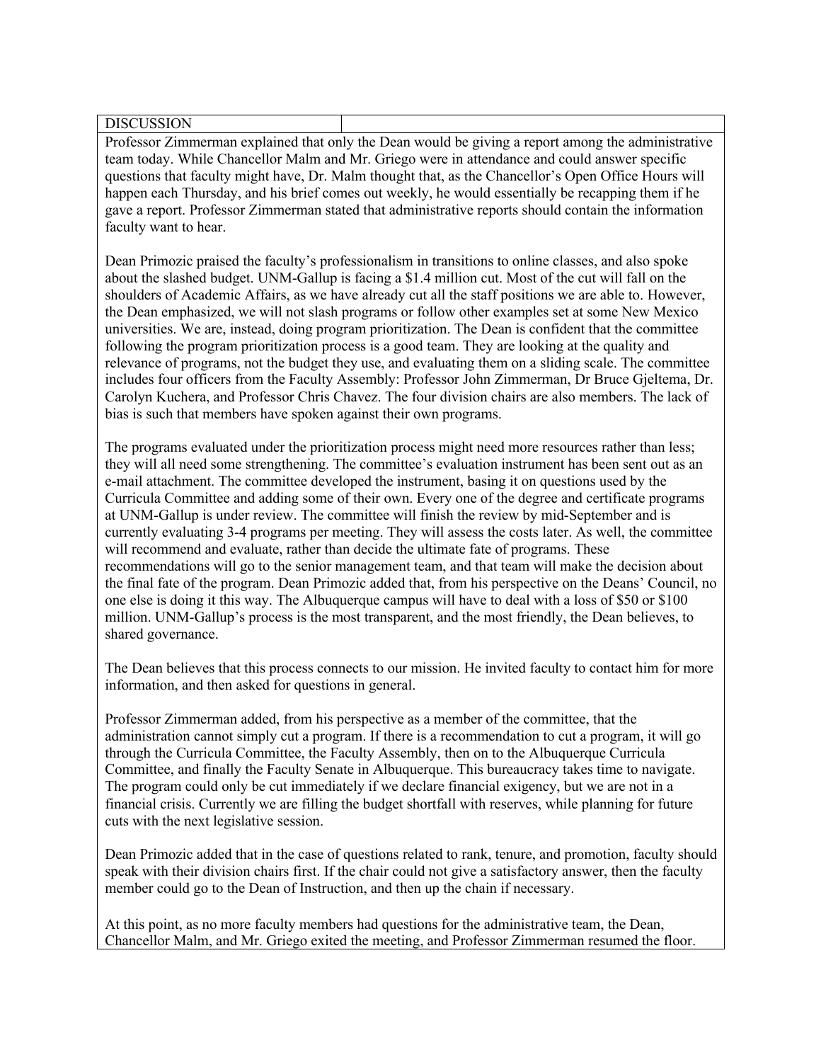| DISCUSSION | |
|---|---|

Professor Zimmerman explained that only the Dean would be giving a report among the administrative team today. While Chancellor Malm and Mr. Griego were in attendance and could answer specific questions that faculty might have, Dr. Malm thought that, as the Chancellor's Open Office Hours will happen each Thursday, and his brief comes out weekly, he would essentially be recapping them if he gave a report. Professor Zimmerman stated that administrative reports should contain the information faculty want to hear.

Dean Primozic praised the faculty's professionalism in transitions to online classes, and also spoke about the slashed budget. UNM-Gallup is facing a $1.4 million cut. Most of the cut will fall on the shoulders of Academic Affairs, as we have already cut all the staff positions we are able to. However, the Dean emphasized, we will not slash programs or follow other examples set at some New Mexico universities. We are, instead, doing program prioritization. The Dean is confident that the committee following the program prioritization process is a good team. They are looking at the quality and relevance of programs, not the budget they use, and evaluating them on a sliding scale. The committee includes four officers from the Faculty Assembly: Professor John Zimmerman, Dr Bruce Gjeltema, Dr. Carolyn Kuchera, and Professor Chris Chavez. The four division chairs are also members. The lack of bias is such that members have spoken against their own programs.

The programs evaluated under the prioritization process might need more resources rather than less; they will all need some strengthening. The committee's evaluation instrument has been sent out as an e-mail attachment. The committee developed the instrument, basing it on questions used by the Curricula Committee and adding some of their own. Every one of the degree and certificate programs at UNM-Gallup is under review. The committee will finish the review by mid-September and is currently evaluating 3-4 programs per meeting. They will assess the costs later. As well, the committee will recommend and evaluate, rather than decide the ultimate fate of programs. These recommendations will go to the senior management team, and that team will make the decision about the final fate of the program. Dean Primozic added that, from his perspective on the Deans' Council, no one else is doing it this way. The Albuquerque campus will have to deal with a loss of $50 or $100 million. UNM-Gallup's process is the most transparent, and the most friendly, the Dean believes, to shared governance.

The Dean believes that this process connects to our mission. He invited faculty to contact him for more information, and then asked for questions in general.

Professor Zimmerman added, from his perspective as a member of the committee, that the administration cannot simply cut a program. If there is a recommendation to cut a program, it will go through the Curricula Committee, the Faculty Assembly, then on to the Albuquerque Curricula Committee, and finally the Faculty Senate in Albuquerque. This bureaucracy takes time to navigate. The program could only be cut immediately if we declare financial exigency, but we are not in a financial crisis. Currently we are filling the budget shortfall with reserves, while planning for future cuts with the next legislative session.

Dean Primozic added that in the case of questions related to rank, tenure, and promotion, faculty should speak with their division chairs first. If the chair could not give a satisfactory answer, then the faculty member could go to the Dean of Instruction, and then up the chain if necessary.

At this point, as no more faculty members had questions for the administrative team, the Dean, Chancellor Malm, and Mr. Griego exited the meeting, and Professor Zimmerman resumed the floor.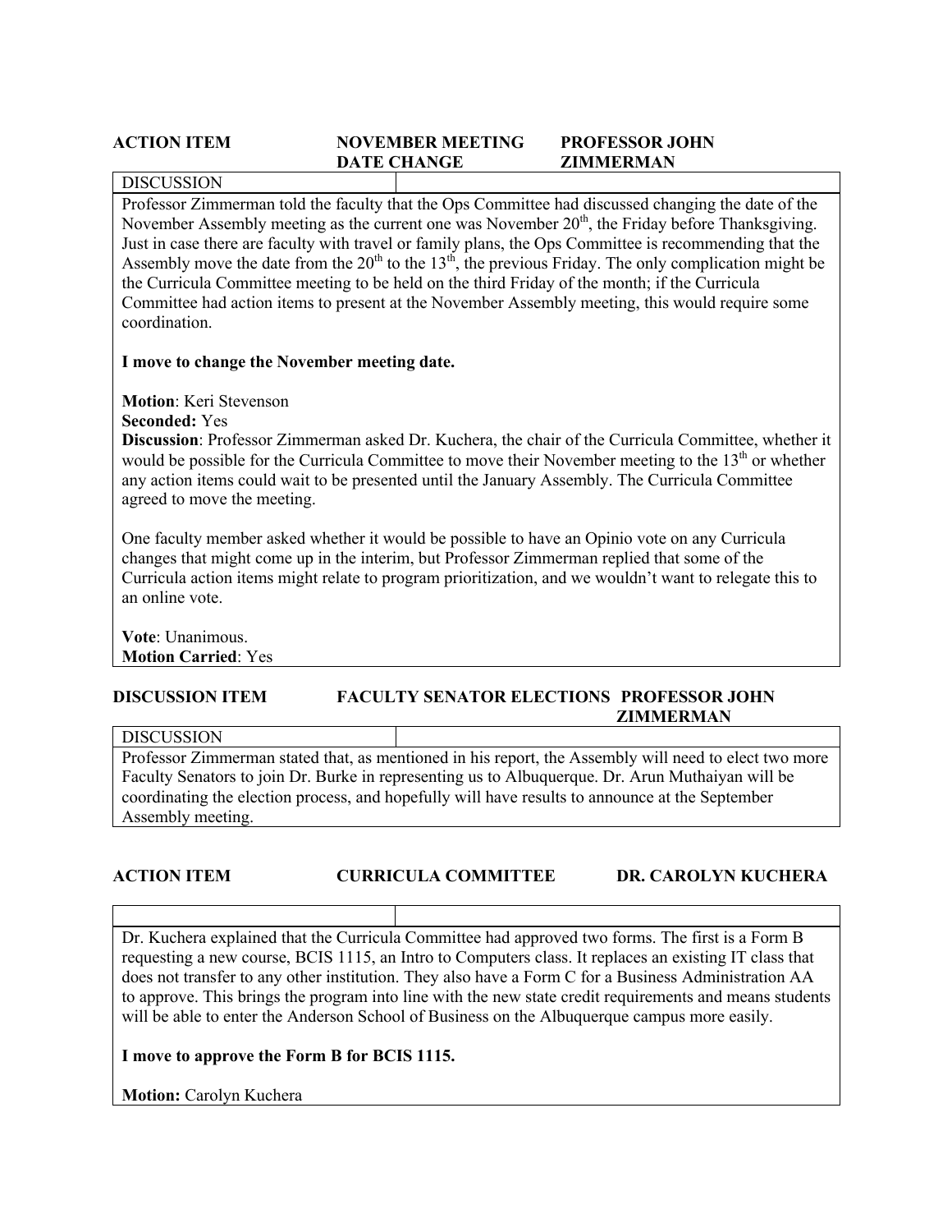| ACTION ITEM | NOVEMBER MEETING DATE CHANGE | PROFESSOR JOHN ZIMMERMAN |
|---|---|---|

| DISCUSSION | |
|---|---|

Professor Zimmerman told the faculty that the Ops Committee had discussed changing the date of the November Assembly meeting as the current one was November 20th, the Friday before Thanksgiving. Just in case there are faculty with travel or family plans, the Ops Committee is recommending that the Assembly move the date from the 20th to the 13th, the previous Friday. The only complication might be the Curricula Committee meeting to be held on the third Friday of the month; if the Curricula Committee had action items to present at the November Assembly meeting, this would require some coordination.

**I move to change the November meeting date.**

**Motion**: Keri Stevenson
**Seconded:** Yes
**Discussion**: Professor Zimmerman asked Dr. Kuchera, the chair of the Curricula Committee, whether it would be possible for the Curricula Committee to move their November meeting to the 13th or whether any action items could wait to be presented until the January Assembly. The Curricula Committee agreed to move the meeting.

One faculty member asked whether it would be possible to have an Opinio vote on any Curricula changes that might come up in the interim, but Professor Zimmerman replied that some of the Curricula action items might relate to program prioritization, and we wouldn't want to relegate this to an online vote.

**Vote**: Unanimous.
**Motion Carried**: Yes

| DISCUSSION ITEM | FACULTY SENATOR ELECTIONS | PROFESSOR JOHN ZIMMERMAN |
|---|---|---|

| DISCUSSION | |
|---|---|

Professor Zimmerman stated that, as mentioned in his report, the Assembly will need to elect two more Faculty Senators to join Dr. Burke in representing us to Albuquerque. Dr. Arun Muthaiyan will be coordinating the election process, and hopefully will have results to announce at the September Assembly meeting.

| ACTION ITEM | CURRICULA COMMITTEE | DR. CAROLYN KUCHERA |
|---|---|---|

Dr. Kuchera explained that the Curricula Committee had approved two forms. The first is a Form B requesting a new course, BCIS 1115, an Intro to Computers class. It replaces an existing IT class that does not transfer to any other institution. They also have a Form C for a Business Administration AA to approve. This brings the program into line with the new state credit requirements and means students will be able to enter the Anderson School of Business on the Albuquerque campus more easily.

**I move to approve the Form B for BCIS 1115.**

**Motion:** Carolyn Kuchera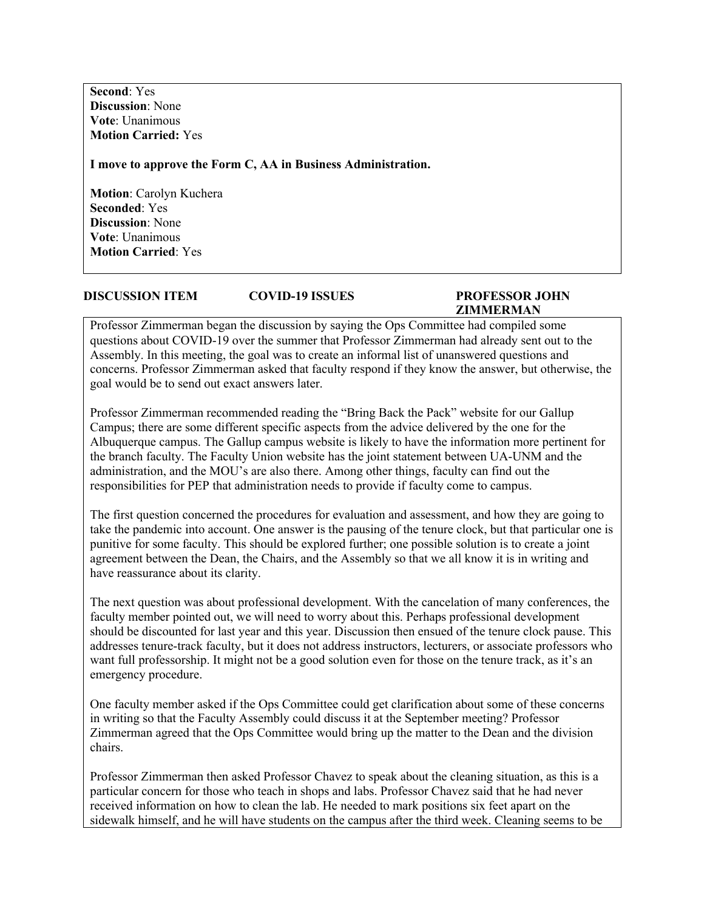**Second**: Yes
**Discussion**: None
**Vote**: Unanimous
**Motion Carried:** Yes

**I move to approve the Form C, AA in Business Administration.**

**Motion**: Carolyn Kuchera
**Seconded**: Yes
**Discussion**: None
**Vote**: Unanimous
**Motion Carried**: Yes

**DISCUSSION ITEM — COVID-19 ISSUES — PROFESSOR JOHN ZIMMERMAN**

Professor Zimmerman began the discussion by saying the Ops Committee had compiled some questions about COVID-19 over the summer that Professor Zimmerman had already sent out to the Assembly. In this meeting, the goal was to create an informal list of unanswered questions and concerns. Professor Zimmerman asked that faculty respond if they know the answer, but otherwise, the goal would be to send out exact answers later.

Professor Zimmerman recommended reading the "Bring Back the Pack" website for our Gallup Campus; there are some different specific aspects from the advice delivered by the one for the Albuquerque campus. The Gallup campus website is likely to have the information more pertinent for the branch faculty. The Faculty Union website has the joint statement between UA-UNM and the administration, and the MOU's are also there. Among other things, faculty can find out the responsibilities for PEP that administration needs to provide if faculty come to campus.

The first question concerned the procedures for evaluation and assessment, and how they are going to take the pandemic into account. One answer is the pausing of the tenure clock, but that particular one is punitive for some faculty. This should be explored further; one possible solution is to create a joint agreement between the Dean, the Chairs, and the Assembly so that we all know it is in writing and have reassurance about its clarity.

The next question was about professional development. With the cancelation of many conferences, the faculty member pointed out, we will need to worry about this. Perhaps professional development should be discounted for last year and this year. Discussion then ensued of the tenure clock pause. This addresses tenure-track faculty, but it does not address instructors, lecturers, or associate professors who want full professorship. It might not be a good solution even for those on the tenure track, as it's an emergency procedure.

One faculty member asked if the Ops Committee could get clarification about some of these concerns in writing so that the Faculty Assembly could discuss it at the September meeting? Professor Zimmerman agreed that the Ops Committee would bring up the matter to the Dean and the division chairs.

Professor Zimmerman then asked Professor Chavez to speak about the cleaning situation, as this is a particular concern for those who teach in shops and labs. Professor Chavez said that he had never received information on how to clean the lab. He needed to mark positions six feet apart on the sidewalk himself, and he will have students on the campus after the third week. Cleaning seems to be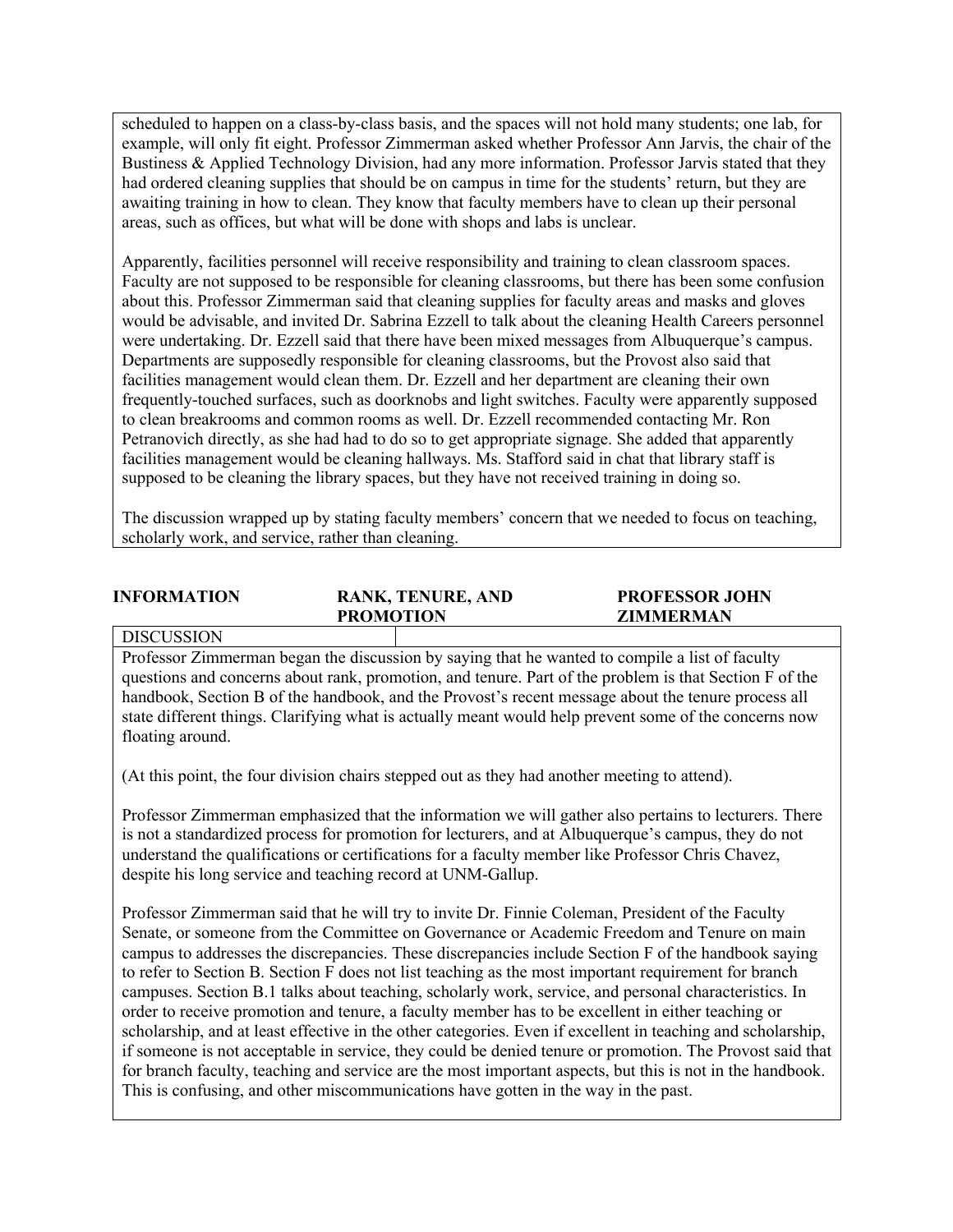scheduled to happen on a class-by-class basis, and the spaces will not hold many students; one lab, for example, will only fit eight. Professor Zimmerman asked whether Professor Ann Jarvis, the chair of the Bustiness & Applied Technology Division, had any more information. Professor Jarvis stated that they had ordered cleaning supplies that should be on campus in time for the students' return, but they are awaiting training in how to clean. They know that faculty members have to clean up their personal areas, such as offices, but what will be done with shops and labs is unclear.

Apparently, facilities personnel will receive responsibility and training to clean classroom spaces. Faculty are not supposed to be responsible for cleaning classrooms, but there has been some confusion about this. Professor Zimmerman said that cleaning supplies for faculty areas and masks and gloves would be advisable, and invited Dr. Sabrina Ezzell to talk about the cleaning Health Careers personnel were undertaking. Dr. Ezzell said that there have been mixed messages from Albuquerque's campus. Departments are supposedly responsible for cleaning classrooms, but the Provost also said that facilities management would clean them. Dr. Ezzell and her department are cleaning their own frequently-touched surfaces, such as doorknobs and light switches. Faculty were apparently supposed to clean breakrooms and common rooms as well. Dr. Ezzell recommended contacting Mr. Ron Petranovich directly, as she had had to do so to get appropriate signage. She added that apparently facilities management would be cleaning hallways. Ms. Stafford said in chat that library staff is supposed to be cleaning the library spaces, but they have not received training in doing so.

The discussion wrapped up by stating faculty members' concern that we needed to focus on teaching, scholarly work, and service, rather than cleaning.

| **INFORMATION** | **RANK, TENURE, AND PROMOTION** | **PROFESSOR JOHN ZIMMERMAN** |
|---|---|---|

DISCUSSION

Professor Zimmerman began the discussion by saying that he wanted to compile a list of faculty questions and concerns about rank, promotion, and tenure. Part of the problem is that Section F of the handbook, Section B of the handbook, and the Provost's recent message about the tenure process all state different things. Clarifying what is actually meant would help prevent some of the concerns now floating around.

(At this point, the four division chairs stepped out as they had another meeting to attend).

Professor Zimmerman emphasized that the information we will gather also pertains to lecturers. There is not a standardized process for promotion for lecturers, and at Albuquerque's campus, they do not understand the qualifications or certifications for a faculty member like Professor Chris Chavez, despite his long service and teaching record at UNM-Gallup.

Professor Zimmerman said that he will try to invite Dr. Finnie Coleman, President of the Faculty Senate, or someone from the Committee on Governance or Academic Freedom and Tenure on main campus to addresses the discrepancies. These discrepancies include Section F of the handbook saying to refer to Section B. Section F does not list teaching as the most important requirement for branch campuses. Section B.1 talks about teaching, scholarly work, service, and personal characteristics. In order to receive promotion and tenure, a faculty member has to be excellent in either teaching or scholarship, and at least effective in the other categories. Even if excellent in teaching and scholarship, if someone is not acceptable in service, they could be denied tenure or promotion. The Provost said that for branch faculty, teaching and service are the most important aspects, but this is not in the handbook. This is confusing, and other miscommunications have gotten in the way in the past.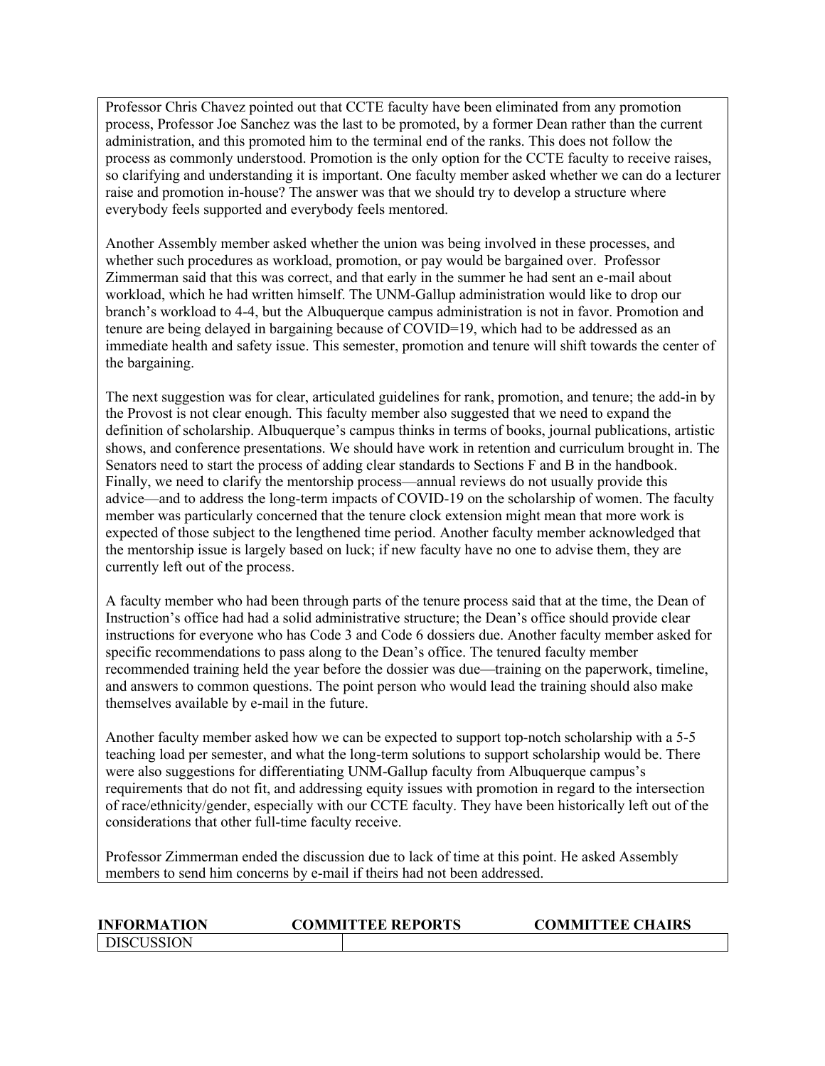Professor Chris Chavez pointed out that CCTE faculty have been eliminated from any promotion process, Professor Joe Sanchez was the last to be promoted, by a former Dean rather than the current administration, and this promoted him to the terminal end of the ranks. This does not follow the process as commonly understood. Promotion is the only option for the CCTE faculty to receive raises, so clarifying and understanding it is important. One faculty member asked whether we can do a lecturer raise and promotion in-house? The answer was that we should try to develop a structure where everybody feels supported and everybody feels mentored.

Another Assembly member asked whether the union was being involved in these processes, and whether such procedures as workload, promotion, or pay would be bargained over. Professor Zimmerman said that this was correct, and that early in the summer he had sent an e-mail about workload, which he had written himself. The UNM-Gallup administration would like to drop our branch's workload to 4-4, but the Albuquerque campus administration is not in favor. Promotion and tenure are being delayed in bargaining because of COVID=19, which had to be addressed as an immediate health and safety issue. This semester, promotion and tenure will shift towards the center of the bargaining.

The next suggestion was for clear, articulated guidelines for rank, promotion, and tenure; the add-in by the Provost is not clear enough. This faculty member also suggested that we need to expand the definition of scholarship. Albuquerque's campus thinks in terms of books, journal publications, artistic shows, and conference presentations. We should have work in retention and curriculum brought in. The Senators need to start the process of adding clear standards to Sections F and B in the handbook. Finally, we need to clarify the mentorship process—annual reviews do not usually provide this advice—and to address the long-term impacts of COVID-19 on the scholarship of women. The faculty member was particularly concerned that the tenure clock extension might mean that more work is expected of those subject to the lengthened time period. Another faculty member acknowledged that the mentorship issue is largely based on luck; if new faculty have no one to advise them, they are currently left out of the process.

A faculty member who had been through parts of the tenure process said that at the time, the Dean of Instruction's office had had a solid administrative structure; the Dean's office should provide clear instructions for everyone who has Code 3 and Code 6 dossiers due. Another faculty member asked for specific recommendations to pass along to the Dean's office. The tenured faculty member recommended training held the year before the dossier was due—training on the paperwork, timeline, and answers to common questions. The point person who would lead the training should also make themselves available by e-mail in the future.

Another faculty member asked how we can be expected to support top-notch scholarship with a 5-5 teaching load per semester, and what the long-term solutions to support scholarship would be. There were also suggestions for differentiating UNM-Gallup faculty from Albuquerque campus's requirements that do not fit, and addressing equity issues with promotion in regard to the intersection of race/ethnicity/gender, especially with our CCTE faculty. They have been historically left out of the considerations that other full-time faculty receive.

Professor Zimmerman ended the discussion due to lack of time at this point. He asked Assembly members to send him concerns by e-mail if theirs had not been addressed.

| **INFORMATION** | **COMMITTEE REPORTS** | **COMMITTEE CHAIRS** |
|---|---|---|
| DISCUSSION | | |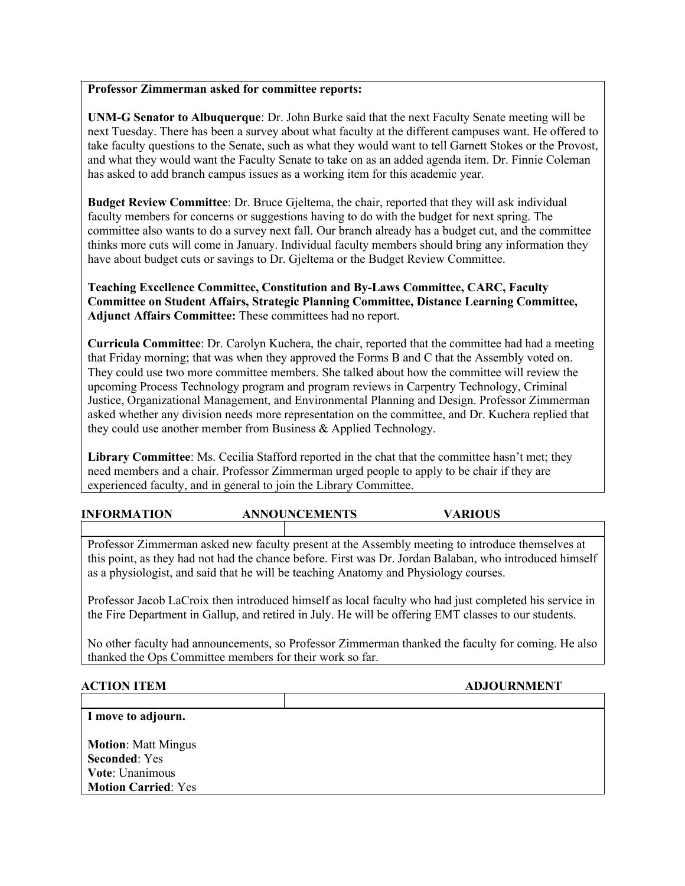**Professor Zimmerman asked for committee reports:**

**UNM-G Senator to Albuquerque**: Dr. John Burke said that the next Faculty Senate meeting will be next Tuesday. There has been a survey about what faculty at the different campuses want. He offered to take faculty questions to the Senate, such as what they would want to tell Garnett Stokes or the Provost, and what they would want the Faculty Senate to take on as an added agenda item. Dr. Finnie Coleman has asked to add branch campus issues as a working item for this academic year.

**Budget Review Committee**: Dr. Bruce Gjeltema, the chair, reported that they will ask individual faculty members for concerns or suggestions having to do with the budget for next spring. The committee also wants to do a survey next fall. Our branch already has a budget cut, and the committee thinks more cuts will come in January. Individual faculty members should bring any information they have about budget cuts or savings to Dr. Gjeltema or the Budget Review Committee.

**Teaching Excellence Committee, Constitution and By-Laws Committee, CARC, Faculty Committee on Student Affairs, Strategic Planning Committee, Distance Learning Committee, Adjunct Affairs Committee:** These committees had no report.

**Curricula Committee**: Dr. Carolyn Kuchera, the chair, reported that the committee had had a meeting that Friday morning; that was when they approved the Forms B and C that the Assembly voted on. They could use two more committee members. She talked about how the committee will review the upcoming Process Technology program and program reviews in Carpentry Technology, Criminal Justice, Organizational Management, and Environmental Planning and Design. Professor Zimmerman asked whether any division needs more representation on the committee, and Dr. Kuchera replied that they could use another member from Business & Applied Technology.

**Library Committee**: Ms. Cecilia Stafford reported in the chat that the committee hasn't met; they need members and a chair. Professor Zimmerman urged people to apply to be chair if they are experienced faculty, and in general to join the Library Committee.

**INFORMATION ANNOUNCEMENTS VARIOUS**

Professor Zimmerman asked new faculty present at the Assembly meeting to introduce themselves at this point, as they had not had the chance before. First was Dr. Jordan Balaban, who introduced himself as a physiologist, and said that he will be teaching Anatomy and Physiology courses.

Professor Jacob LaCroix then introduced himself as local faculty who had just completed his service in the Fire Department in Gallup, and retired in July. He will be offering EMT classes to our students.

No other faculty had announcements, so Professor Zimmerman thanked the faculty for coming. He also thanked the Ops Committee members for their work so far.

**ACTION ITEM ADJOURNMENT**

**I move to adjourn.**

**Motion**: Matt Mingus
**Seconded**: Yes
**Vote**: Unanimous
**Motion Carried**: Yes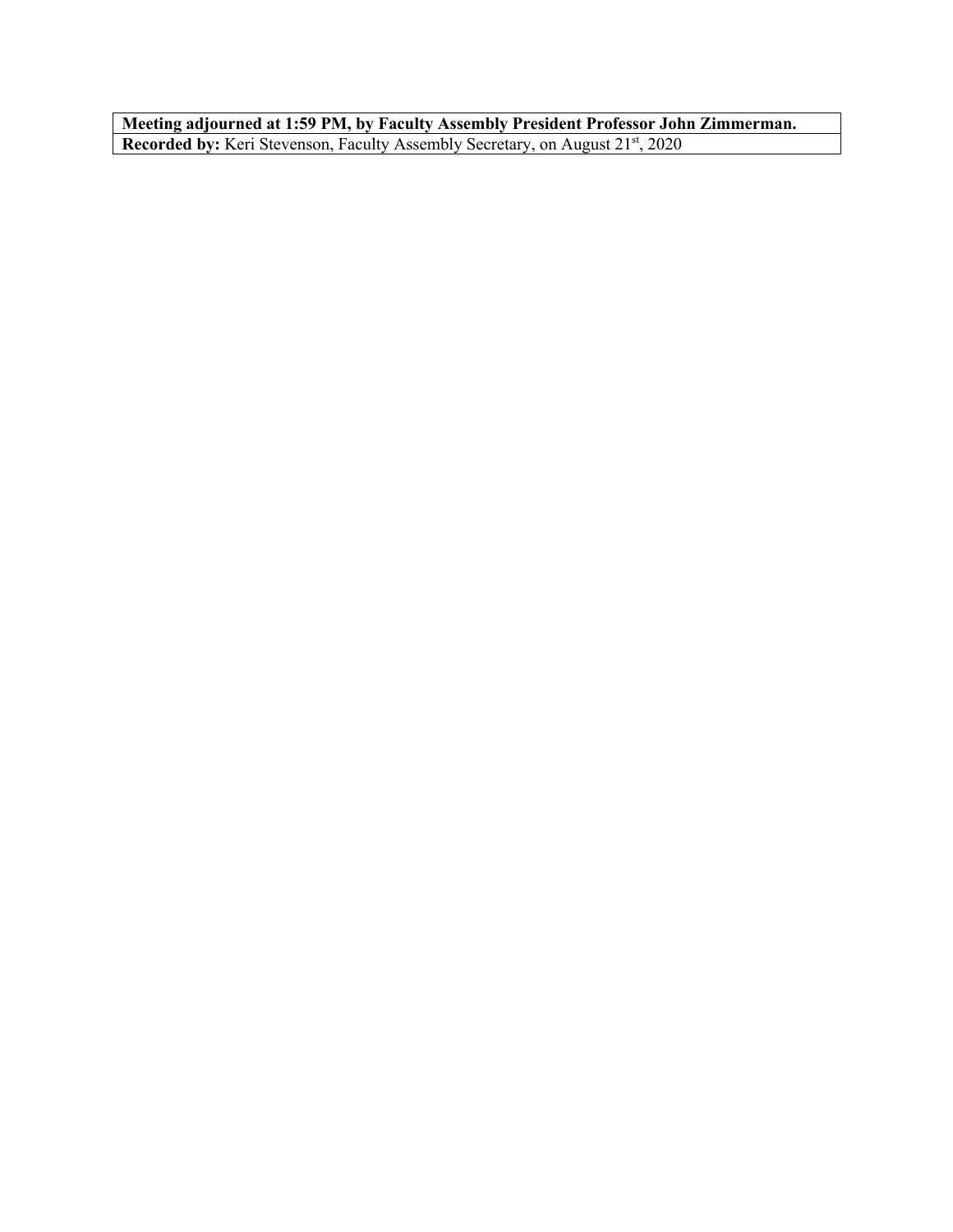| |
| --- |
| **Meeting adjourned at 1:59 PM, by Faculty Assembly President Professor John Zimmerman.** |
| **Recorded by:** Keri Stevenson, Faculty Assembly Secretary, on August 21st, 2020 |